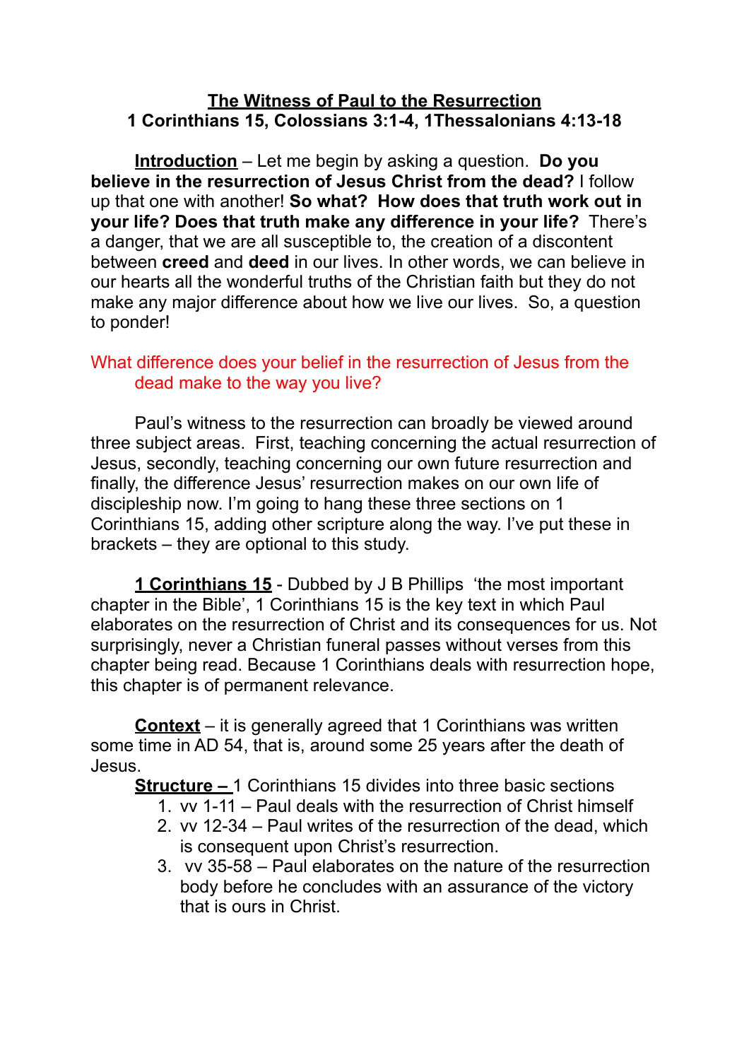**The Witness of Paul to the Resurrection**
**1 Corinthians 15, Colossians 3:1-4, 1Thessalonians 4:13-18**

**Introduction** – Let me begin by asking a question. **Do you believe in the resurrection of Jesus Christ from the dead?** I follow up that one with another! **So what? How does that truth work out in your life? Does that truth make any difference in your life?** There's a danger, that we are all susceptible to, the creation of a discontent between **creed** and **deed** in our lives. In other words, we can believe in our hearts all the wonderful truths of the Christian faith but they do not make any major difference about how we live our lives. So, a question to ponder!

What difference does your belief in the resurrection of Jesus from the dead make to the way you live?

Paul's witness to the resurrection can broadly be viewed around three subject areas. First, teaching concerning the actual resurrection of Jesus, secondly, teaching concerning our own future resurrection and finally, the difference Jesus' resurrection makes on our own life of discipleship now. I'm going to hang these three sections on 1 Corinthians 15, adding other scripture along the way. I've put these in brackets – they are optional to this study.

**1 Corinthians 15** - Dubbed by J B Phillips 'the most important chapter in the Bible', 1 Corinthians 15 is the key text in which Paul elaborates on the resurrection of Christ and its consequences for us. Not surprisingly, never a Christian funeral passes without verses from this chapter being read. Because 1 Corinthians deals with resurrection hope, this chapter is of permanent relevance.

**Context** – it is generally agreed that 1 Corinthians was written some time in AD 54, that is, around some 25 years after the death of Jesus.

**Structure –** 1 Corinthians 15 divides into three basic sections

1. vv 1-11 – Paul deals with the resurrection of Christ himself
2. vv 12-34 – Paul writes of the resurrection of the dead, which is consequent upon Christ's resurrection.
3. vv 35-58 – Paul elaborates on the nature of the resurrection body before he concludes with an assurance of the victory that is ours in Christ.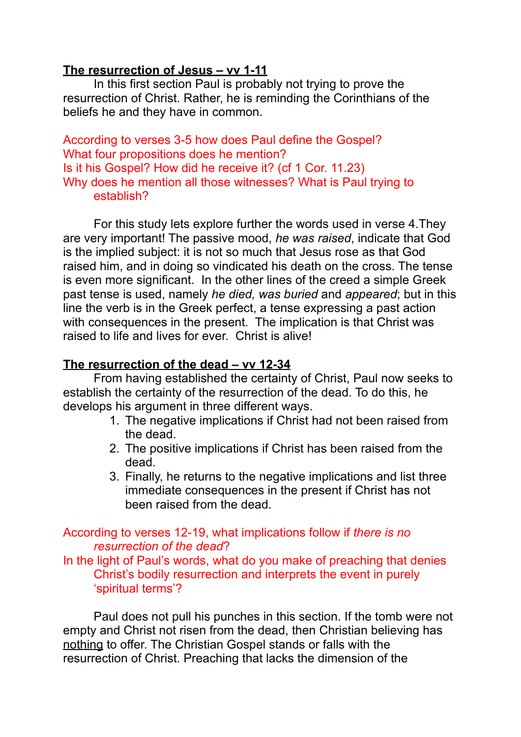**<u>The resurrection of Jesus – vv 1-11</u>**

In this first section Paul is probably not trying to prove the resurrection of Christ. Rather, he is reminding the Corinthians of the beliefs he and they have in common.

According to verses 3-5 how does Paul define the Gospel?
What four propositions does he mention?
Is it his Gospel? How did he receive it? (cf 1 Cor. 11.23)
Why does he mention all those witnesses? What is Paul trying to establish?

For this study lets explore further the words used in verse 4.They are very important! The passive mood, *he was raised*, indicate that God is the implied subject: it is not so much that Jesus rose as that God raised him, and in doing so vindicated his death on the cross. The tense is even more significant. In the other lines of the creed a simple Greek past tense is used, namely *he died, was buried* and *appeared*; but in this line the verb is in the Greek perfect, a tense expressing a past action with consequences in the present. The implication is that Christ was raised to life and lives for ever. Christ is alive!

**<u>The resurrection of the dead – vv 12-34</u>**

From having established the certainty of Christ, Paul now seeks to establish the certainty of the resurrection of the dead. To do this, he develops his argument in three different ways.

1. The negative implications if Christ had not been raised from the dead.
2. The positive implications if Christ has been raised from the dead.
3. Finally, he returns to the negative implications and list three immediate consequences in the present if Christ has not been raised from the dead.

According to verses 12-19, what implications follow if *there is no resurrection of the dead*?
In the light of Paul's words, what do you make of preaching that denies Christ's bodily resurrection and interprets the event in purely 'spiritual terms'?

Paul does not pull his punches in this section. If the tomb were not empty and Christ not risen from the dead, then Christian believing has <u>nothing</u> to offer. The Christian Gospel stands or falls with the resurrection of Christ. Preaching that lacks the dimension of the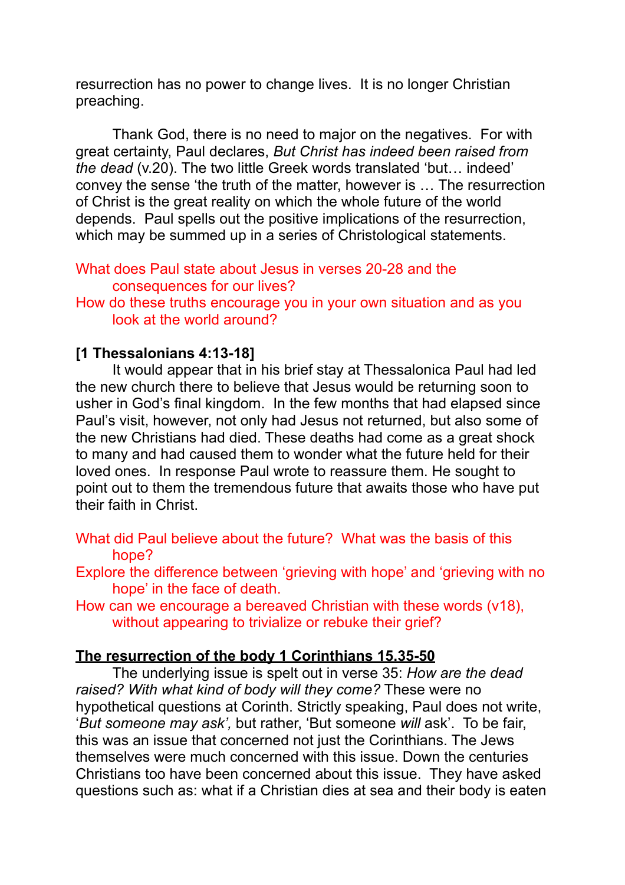resurrection has no power to change lives. It is no longer Christian preaching.

Thank God, there is no need to major on the negatives. For with great certainty, Paul declares, *But Christ has indeed been raised from the dead* (v.20). The two little Greek words translated 'but… indeed' convey the sense 'the truth of the matter, however is … The resurrection of Christ is the great reality on which the whole future of the world depends. Paul spells out the positive implications of the resurrection, which may be summed up in a series of Christological statements.

What does Paul state about Jesus in verses 20-28 and the consequences for our lives?
How do these truths encourage you in your own situation and as you look at the world around?

**[1 Thessalonians 4:13-18]**

It would appear that in his brief stay at Thessalonica Paul had led the new church there to believe that Jesus would be returning soon to usher in God's final kingdom. In the few months that had elapsed since Paul's visit, however, not only had Jesus not returned, but also some of the new Christians had died. These deaths had come as a great shock to many and had caused them to wonder what the future held for their loved ones. In response Paul wrote to reassure them. He sought to point out to them the tremendous future that awaits those who have put their faith in Christ.

What did Paul believe about the future? What was the basis of this hope?
Explore the difference between 'grieving with hope' and 'grieving with no hope' in the face of death.
How can we encourage a bereaved Christian with these words (v18), without appearing to trivialize or rebuke their grief?

**<u>The resurrection of the body 1 Corinthians 15.35-50</u>**

The underlying issue is spelt out in verse 35: *How are the dead raised? With what kind of body will they come?* These were no hypothetical questions at Corinth. Strictly speaking, Paul does not write, '*But someone may ask',* but rather, 'But someone *will* ask'. To be fair, this was an issue that concerned not just the Corinthians. The Jews themselves were much concerned with this issue. Down the centuries Christians too have been concerned about this issue. They have asked questions such as: what if a Christian dies at sea and their body is eaten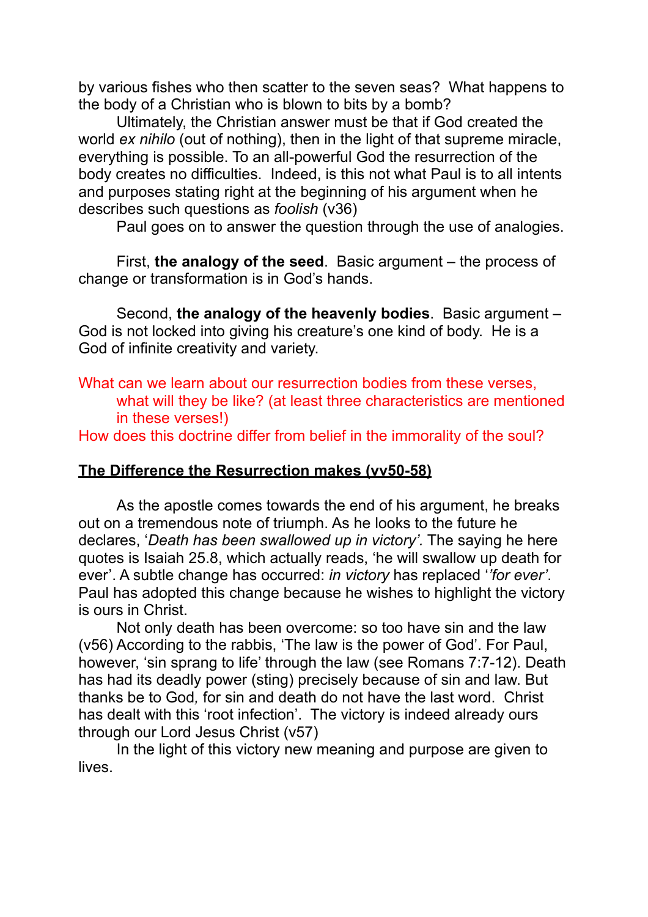by various fishes who then scatter to the seven seas? What happens to the body of a Christian who is blown to bits by a bomb?

Ultimately, the Christian answer must be that if God created the world *ex nihilo* (out of nothing), then in the light of that supreme miracle, everything is possible. To an all-powerful God the resurrection of the body creates no difficulties. Indeed, is this not what Paul is to all intents and purposes stating right at the beginning of his argument when he describes such questions as *foolish* (v36)

Paul goes on to answer the question through the use of analogies.

First, **the analogy of the seed**. Basic argument – the process of change or transformation is in God's hands.

Second, **the analogy of the heavenly bodies**. Basic argument – God is not locked into giving his creature's one kind of body. He is a God of infinite creativity and variety.

What can we learn about our resurrection bodies from these verses, what will they be like? (at least three characteristics are mentioned in these verses!)

How does this doctrine differ from belief in the immorality of the soul?

## <u>The Difference the Resurrection makes (vv50-58)</u>

As the apostle comes towards the end of his argument, he breaks out on a tremendous note of triumph. As he looks to the future he declares, '*Death has been swallowed up in victory'.* The saying he here quotes is Isaiah 25.8, which actually reads, 'he will swallow up death for ever'. A subtle change has occurred: *in victory* has replaced '*'for ever'*. Paul has adopted this change because he wishes to highlight the victory is ours in Christ.

Not only death has been overcome: so too have sin and the law (v56) According to the rabbis, 'The law is the power of God'. For Paul, however, 'sin sprang to life' through the law (see Romans 7:7-12). Death has had its deadly power (sting) precisely because of sin and law. But thanks be to God, for sin and death do not have the last word. Christ has dealt with this 'root infection'. The victory is indeed already ours through our Lord Jesus Christ (v57)

In the light of this victory new meaning and purpose are given to lives.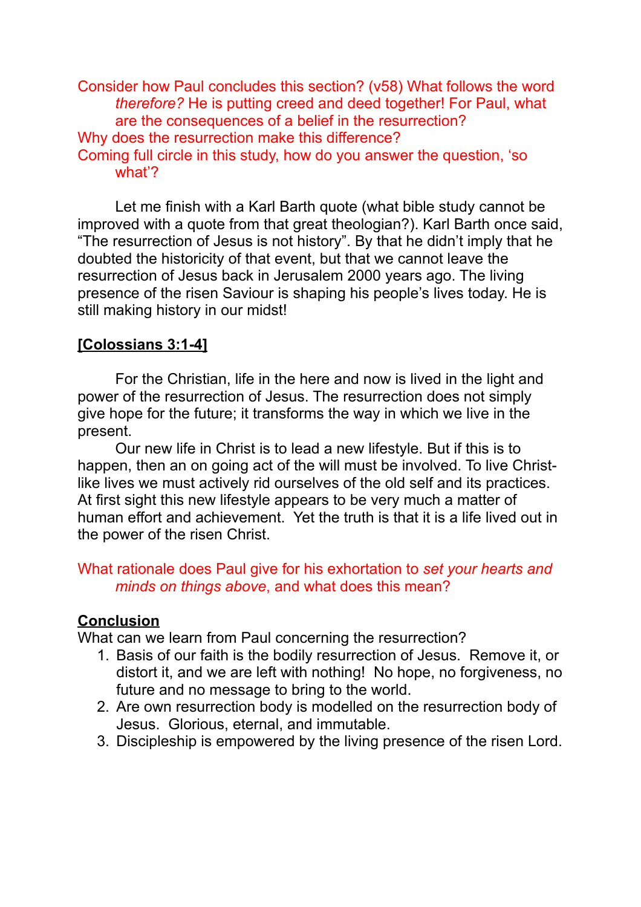Consider how Paul concludes this section? (v58) What follows the word *therefore?* He is putting creed and deed together! For Paul, what are the consequences of a belief in the resurrection?

Why does the resurrection make this difference?

Coming full circle in this study, how do you answer the question, 'so what'?

Let me finish with a Karl Barth quote (what bible study cannot be improved with a quote from that great theologian?). Karl Barth once said, "The resurrection of Jesus is not history". By that he didn't imply that he doubted the historicity of that event, but that we cannot leave the resurrection of Jesus back in Jerusalem 2000 years ago. The living presence of the risen Saviour is shaping his people's lives today. He is still making history in our midst!

**[Colossians 3:1-4]**

For the Christian, life in the here and now is lived in the light and power of the resurrection of Jesus. The resurrection does not simply give hope for the future; it transforms the way in which we live in the present.

Our new life in Christ is to lead a new lifestyle. But if this is to happen, then an on going act of the will must be involved. To live Christ-like lives we must actively rid ourselves of the old self and its practices. At first sight this new lifestyle appears to be very much a matter of human effort and achievement. Yet the truth is that it is a life lived out in the power of the risen Christ.

What rationale does Paul give for his exhortation to *set your hearts and minds on things above*, and what does this mean?

**Conclusion**

What can we learn from Paul concerning the resurrection?

1. Basis of our faith is the bodily resurrection of Jesus. Remove it, or distort it, and we are left with nothing! No hope, no forgiveness, no future and no message to bring to the world.
2. Are own resurrection body is modelled on the resurrection body of Jesus. Glorious, eternal, and immutable.
3. Discipleship is empowered by the living presence of the risen Lord.